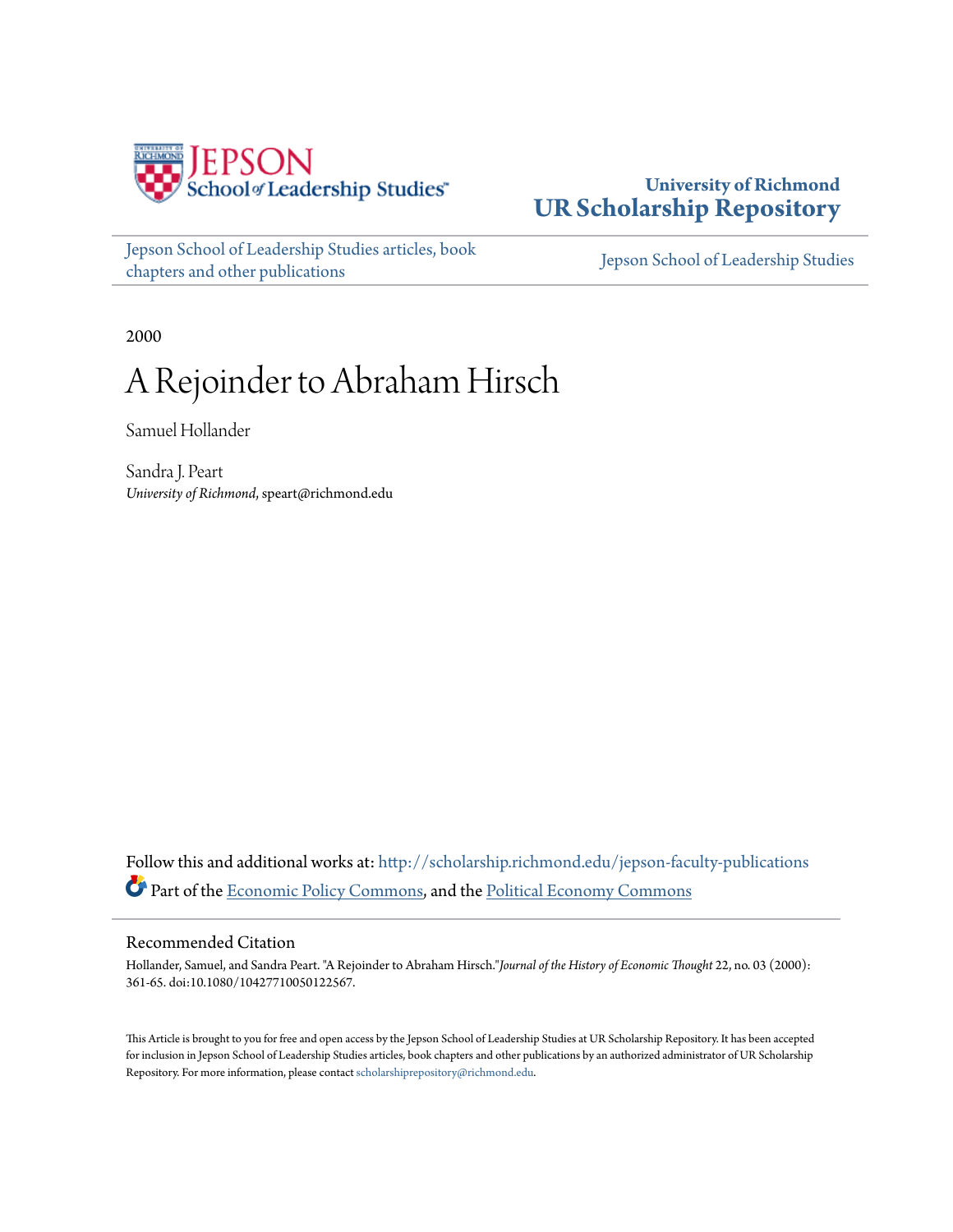University of Richmond
**UR Scholarship Repository**

Jepson School of Leadership Studies articles, book chapters and other publications

Jepson School of Leadership Studies

2000

# A Rejoinder to Abraham Hirsch

Samuel Hollander

Sandra J. Peart
*University of Richmond*, speart@richmond.edu

Follow this and additional works at: http://scholarship.richmond.edu/jepson-faculty-publications

Part of the Economic Policy Commons, and the Political Economy Commons

## Recommended Citation

Hollander, Samuel, and Sandra Peart. "A Rejoinder to Abraham Hirsch."*Journal of the History of Economic Thought* 22, no. 03 (2000): 361-65. doi:10.1080/10427710050122567.

This Article is brought to you for free and open access by the Jepson School of Leadership Studies at UR Scholarship Repository. It has been accepted for inclusion in Jepson School of Leadership Studies articles, book chapters and other publications by an authorized administrator of UR Scholarship Repository. For more information, please contact scholarshiprepository@richmond.edu.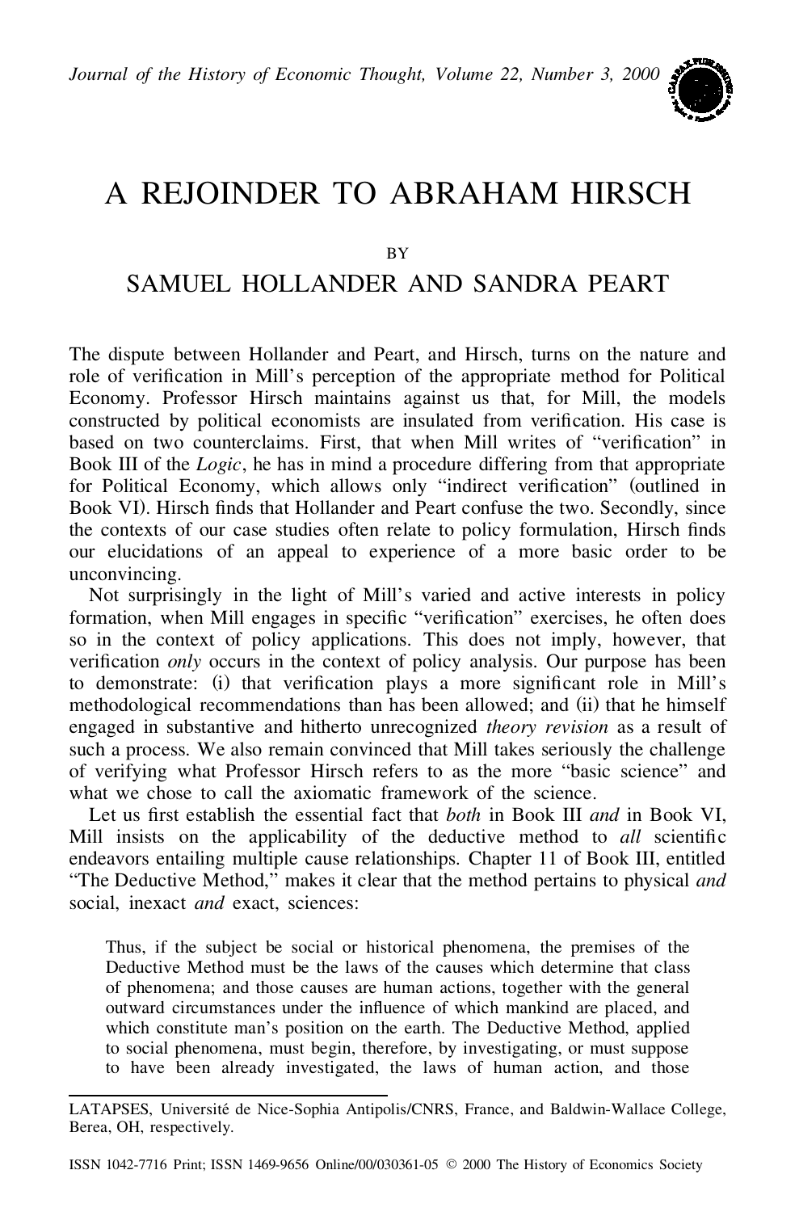# A REJOINDER TO ABRAHAM HIRSCH

BY

## SAMUEL HOLLANDER AND SANDRA PEART

The dispute between Hollander and Peart, and Hirsch, turns on the nature and role of verification in Mill's perception of the appropriate method for Political Economy. Professor Hirsch maintains against us that, for Mill, the models constructed by political economists are insulated from verification. His case is based on two counterclaims. First, that when Mill writes of "verification" in Book III of the *Logic*, he has in mind a procedure differing from that appropriate for Political Economy, which allows only "indirect verification" (outlined in Book VI). Hirsch finds that Hollander and Peart confuse the two. Secondly, since the contexts of our case studies often relate to policy formulation, Hirsch finds our elucidations of an appeal to experience of a more basic order to be unconvincing.

Not surprisingly in the light of Mill's varied and active interests in policy formation, when Mill engages in specific "verification" exercises, he often does so in the context of policy applications. This does not imply, however, that verification *only* occurs in the context of policy analysis. Our purpose has been to demonstrate: (i) that verification plays a more significant role in Mill's methodological recommendations than has been allowed; and (ii) that he himself engaged in substantive and hitherto unrecognized *theory revision* as a result of such a process. We also remain convinced that Mill takes seriously the challenge of verifying what Professor Hirsch refers to as the more "basic science" and what we chose to call the axiomatic framework of the science.

Let us first establish the essential fact that *both* in Book III *and* in Book VI, Mill insists on the applicability of the deductive method to *all* scientific endeavors entailing multiple cause relationships. Chapter 11 of Book III, entitled "The Deductive Method," makes it clear that the method pertains to physical *and* social, inexact *and* exact, sciences:

> Thus, if the subject be social or historical phenomena, the premises of the Deductive Method must be the laws of the causes which determine that class of phenomena; and those causes are human actions, together with the general outward circumstances under the influence of which mankind are placed, and which constitute man's position on the earth. The Deductive Method, applied to social phenomena, must begin, therefore, by investigating, or must suppose to have been already investigated, the laws of human action, and those

---

LATAPSES, Université de Nice-Sophia Antipolis/CNRS, France, and Baldwin-Wallace College, Berea, OH, respectively.

ISSN 1042-7716 Print; ISSN 1469-9656 Online/00/030361-05 © 2000 The History of Economics Society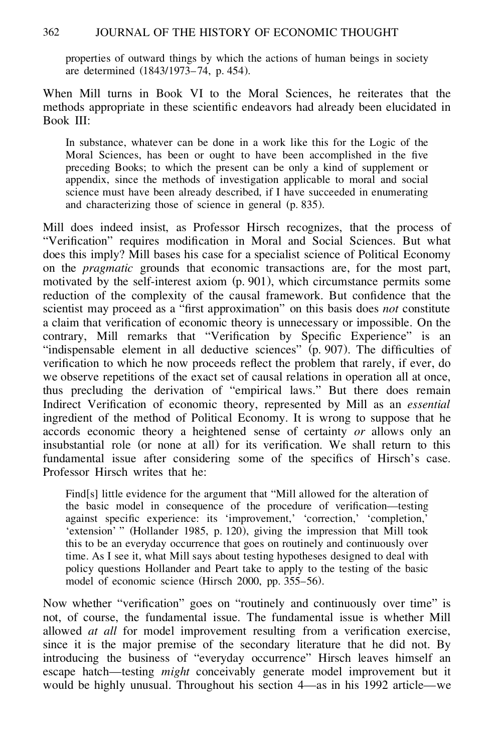properties of outward things by which the actions of human beings in society are determined (1843/1973–74, p. 454).

When Mill turns in Book VI to the Moral Sciences, he reiterates that the methods appropriate in these scientific endeavors had already been elucidated in Book III:

> In substance, whatever can be done in a work like this for the Logic of the Moral Sciences, has been or ought to have been accomplished in the five preceding Books; to which the present can be only a kind of supplement or appendix, since the methods of investigation applicable to moral and social science must have been already described, if I have succeeded in enumerating and characterizing those of science in general (p. 835).

Mill does indeed insist, as Professor Hirsch recognizes, that the process of "Verification" requires modification in Moral and Social Sciences. But what does this imply? Mill bases his case for a specialist science of Political Economy on the *pragmatic* grounds that economic transactions are, for the most part, motivated by the self-interest axiom (p. 901), which circumstance permits some reduction of the complexity of the causal framework. But confidence that the scientist may proceed as a "first approximation" on this basis does *not* constitute a claim that verification of economic theory is unnecessary or impossible. On the contrary, Mill remarks that "Verification by Specific Experience" is an "indispensable element in all deductive sciences" (p. 907). The difficulties of verification to which he now proceeds reflect the problem that rarely, if ever, do we observe repetitions of the exact set of causal relations in operation all at once, thus precluding the derivation of "empirical laws." But there does remain Indirect Verification of economic theory, represented by Mill as an *essential* ingredient of the method of Political Economy. It is wrong to suppose that he accords economic theory a heightened sense of certainty *or* allows only an insubstantial role (or none at all) for its verification. We shall return to this fundamental issue after considering some of the specifics of Hirsch's case. Professor Hirsch writes that he:

> Find[s] little evidence for the argument that "Mill allowed for the alteration of the basic model in consequence of the procedure of verification—testing against specific experience: its 'improvement,' 'correction,' 'completion,' 'extension' " (Hollander 1985, p. 120), giving the impression that Mill took this to be an everyday occurrence that goes on routinely and continuously over time. As I see it, what Mill says about testing hypotheses designed to deal with policy questions Hollander and Peart take to apply to the testing of the basic model of economic science (Hirsch 2000, pp. 355–56).

Now whether "verification" goes on "routinely and continuously over time" is not, of course, the fundamental issue. The fundamental issue is whether Mill allowed *at all* for model improvement resulting from a verification exercise, since it is the major premise of the secondary literature that he did not. By introducing the business of "everyday occurrence" Hirsch leaves himself an escape hatch—testing *might* conceivably generate model improvement but it would be highly unusual. Throughout his section 4—as in his 1992 article—we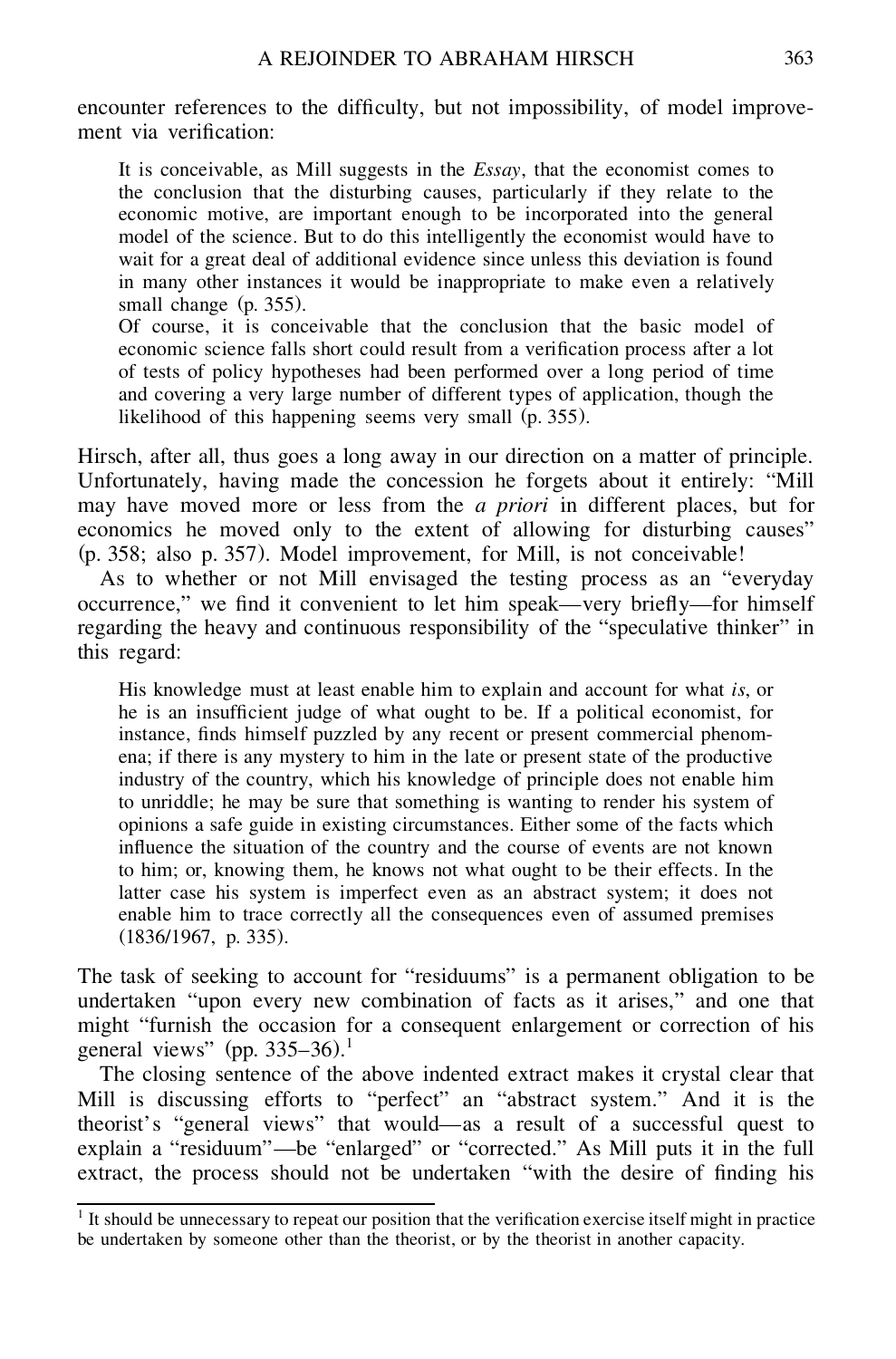encounter references to the difficulty, but not impossibility, of model improvement via verification:

> It is conceivable, as Mill suggests in the *Essay*, that the economist comes to the conclusion that the disturbing causes, particularly if they relate to the economic motive, are important enough to be incorporated into the general model of the science. But to do this intelligently the economist would have to wait for a great deal of additional evidence since unless this deviation is found in many other instances it would be inappropriate to make even a relatively small change (p. 355).
>
> Of course, it is conceivable that the conclusion that the basic model of economic science falls short could result from a verification process after a lot of tests of policy hypotheses had been performed over a long period of time and covering a very large number of different types of application, though the likelihood of this happening seems very small (p. 355).

Hirsch, after all, thus goes a long away in our direction on a matter of principle. Unfortunately, having made the concession he forgets about it entirely: "Mill may have moved more or less from the *a priori* in different places, but for economics he moved only to the extent of allowing for disturbing causes" (p. 358; also p. 357). Model improvement, for Mill, is not conceivable!

As to whether or not Mill envisaged the testing process as an "everyday occurrence," we find it convenient to let him speak—very briefly—for himself regarding the heavy and continuous responsibility of the "speculative thinker" in this regard:

> His knowledge must at least enable him to explain and account for what *is*, or he is an insufficient judge of what ought to be. If a political economist, for instance, finds himself puzzled by any recent or present commercial phenomena; if there is any mystery to him in the late or present state of the productive industry of the country, which his knowledge of principle does not enable him to unriddle; he may be sure that something is wanting to render his system of opinions a safe guide in existing circumstances. Either some of the facts which influence the situation of the country and the course of events are not known to him; or, knowing them, he knows not what ought to be their effects. In the latter case his system is imperfect even as an abstract system; it does not enable him to trace correctly all the consequences even of assumed premises (1836/1967, p. 335).

The task of seeking to account for "residuums" is a permanent obligation to be undertaken "upon every new combination of facts as it arises," and one that might "furnish the occasion for a consequent enlargement or correction of his general views" (pp. 335–36).[1]

The closing sentence of the above indented extract makes it crystal clear that Mill is discussing efforts to "perfect" an "abstract system." And it is the theorist's "general views" that would—as a result of a successful quest to explain a "residuum"—be "enlarged" or "corrected." As Mill puts it in the full extract, the process should not be undertaken "with the desire of finding his

[1] It should be unnecessary to repeat our position that the verification exercise itself might in practice be undertaken by someone other than the theorist, or by the theorist in another capacity.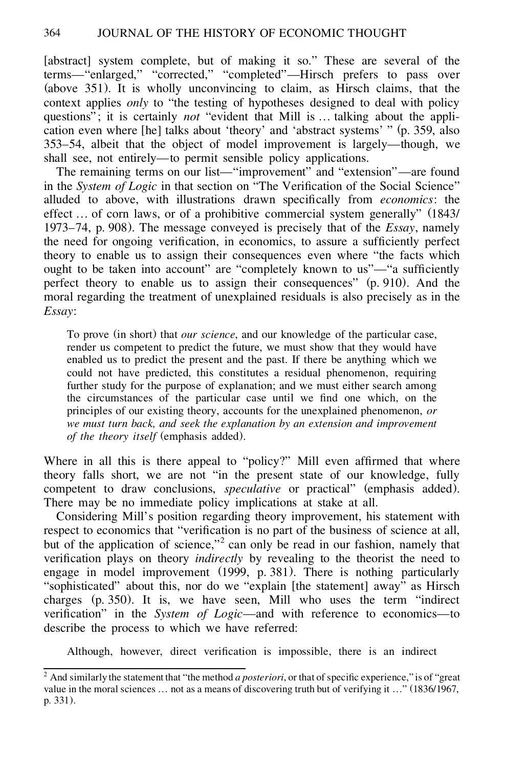[abstract] system complete, but of making it so." These are several of the terms—"enlarged," "corrected," "completed"—Hirsch prefers to pass over (above 351). It is wholly unconvincing to claim, as Hirsch claims, that the context applies *only* to "the testing of hypotheses designed to deal with policy questions"; it is certainly *not* "evident that Mill is … talking about the application even where [he] talks about 'theory' and 'abstract systems' " (p. 359, also 353–54, albeit that the object of model improvement is largely—though, we shall see, not entirely—to permit sensible policy applications.

The remaining terms on our list—"improvement" and "extension"—are found in the *System of Logic* in that section on "The Verification of the Social Science" alluded to above, with illustrations drawn specifically from *economics*: the effect … of corn laws, or of a prohibitive commercial system generally" (1843/1973–74, p. 908). The message conveyed is precisely that of the *Essay*, namely the need for ongoing verification, in economics, to assure a sufficiently perfect theory to enable us to assign their consequences even where "the facts which ought to be taken into account" are "completely known to us"—"a sufficiently perfect theory to enable us to assign their consequences" (p. 910). And the moral regarding the treatment of unexplained residuals is also precisely as in the *Essay*:

> To prove (in short) that *our science*, and our knowledge of the particular case, render us competent to predict the future, we must show that they would have enabled us to predict the present and the past. If there be anything which we could not have predicted, this constitutes a residual phenomenon, requiring further study for the purpose of explanation; and we must either search among the circumstances of the particular case until we find one which, on the principles of our existing theory, accounts for the unexplained phenomenon, *or we must turn back, and seek the explanation by an extension and improvement of the theory itself* (emphasis added).

Where in all this is there appeal to "policy?" Mill even affirmed that where theory falls short, we are not "in the present state of our knowledge, fully competent to draw conclusions, *speculative* or practical" (emphasis added). There may be no immediate policy implications at stake at all.

Considering Mill's position regarding theory improvement, his statement with respect to economics that "verification is no part of the business of science at all, but of the application of science,"[2] can only be read in our fashion, namely that verification plays on theory *indirectly* by revealing to the theorist the need to engage in model improvement (1999, p. 381). There is nothing particularly "sophisticated" about this, nor do we "explain [the statement] away" as Hirsch charges (p. 350). It is, we have seen, Mill who uses the term "indirect verification" in the *System of Logic*—and with reference to economics—to describe the process to which we have referred:

> Although, however, direct verification is impossible, there is an indirect

[2] And similarly the statement that "the method *a posteriori*, or that of specific experience," is of "great value in the moral sciences … not as a means of discovering truth but of verifying it …" (1836/1967, p. 331).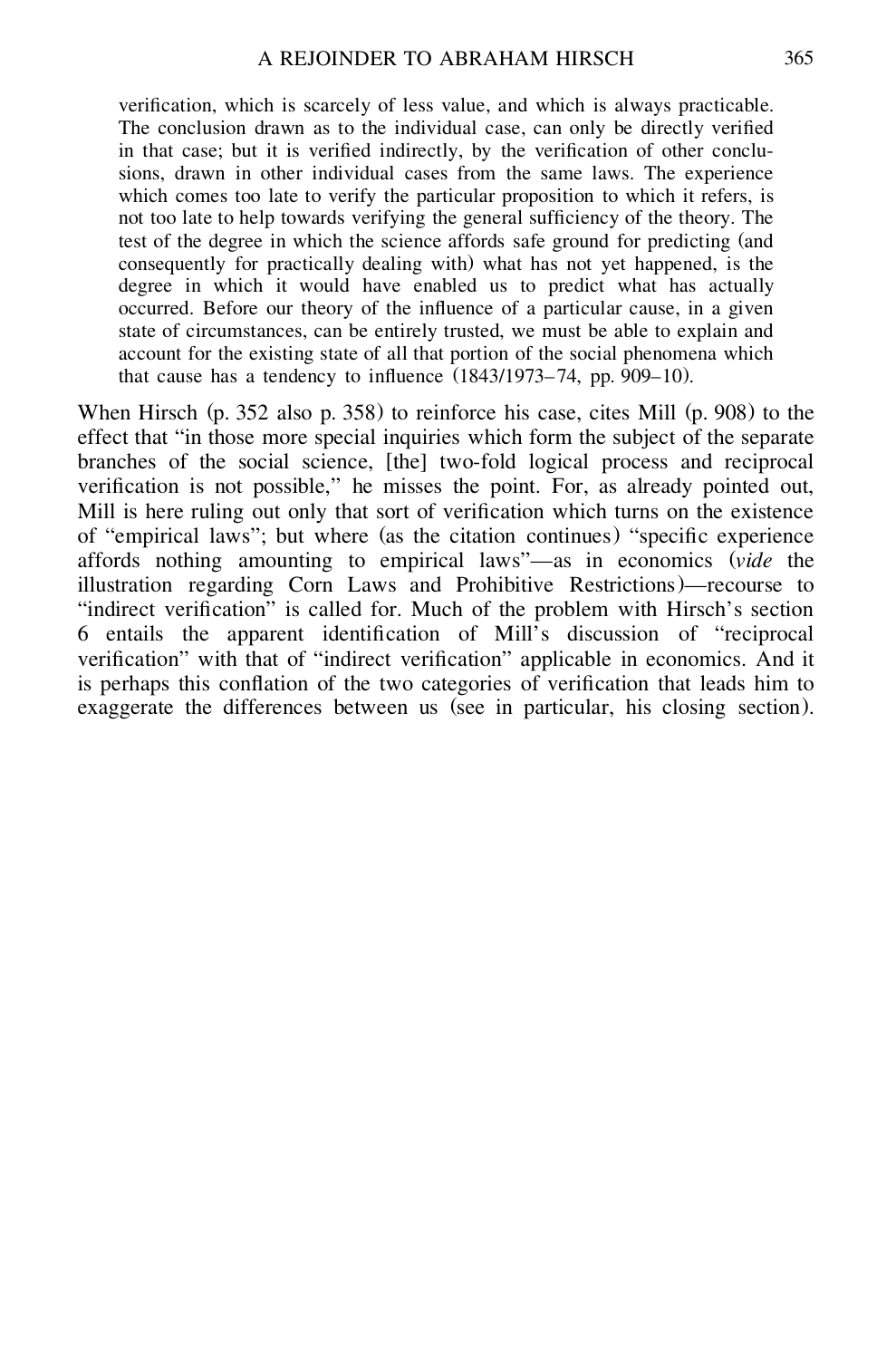> verification, which is scarcely of less value, and which is always practicable. The conclusion drawn as to the individual case, can only be directly verified in that case; but it is verified indirectly, by the verification of other conclusions, drawn in other individual cases from the same laws. The experience which comes too late to verify the particular proposition to which it refers, is not too late to help towards verifying the general sufficiency of the theory. The test of the degree in which the science affords safe ground for predicting (and consequently for practically dealing with) what has not yet happened, is the degree in which it would have enabled us to predict what has actually occurred. Before our theory of the influence of a particular cause, in a given state of circumstances, can be entirely trusted, we must be able to explain and account for the existing state of all that portion of the social phenomena which that cause has a tendency to influence (1843/1973–74, pp. 909–10).

When Hirsch (p. 352 also p. 358) to reinforce his case, cites Mill (p. 908) to the effect that "in those more special inquiries which form the subject of the separate branches of the social science, [the] two-fold logical process and reciprocal verification is not possible," he misses the point. For, as already pointed out, Mill is here ruling out only that sort of verification which turns on the existence of "empirical laws"; but where (as the citation continues) "specific experience affords nothing amounting to empirical laws"—as in economics (*vide* the illustration regarding Corn Laws and Prohibitive Restrictions)—recourse to "indirect verification" is called for. Much of the problem with Hirsch's section 6 entails the apparent identification of Mill's discussion of "reciprocal verification" with that of "indirect verification" applicable in economics. And it is perhaps this conflation of the two categories of verification that leads him to exaggerate the differences between us (see in particular, his closing section).